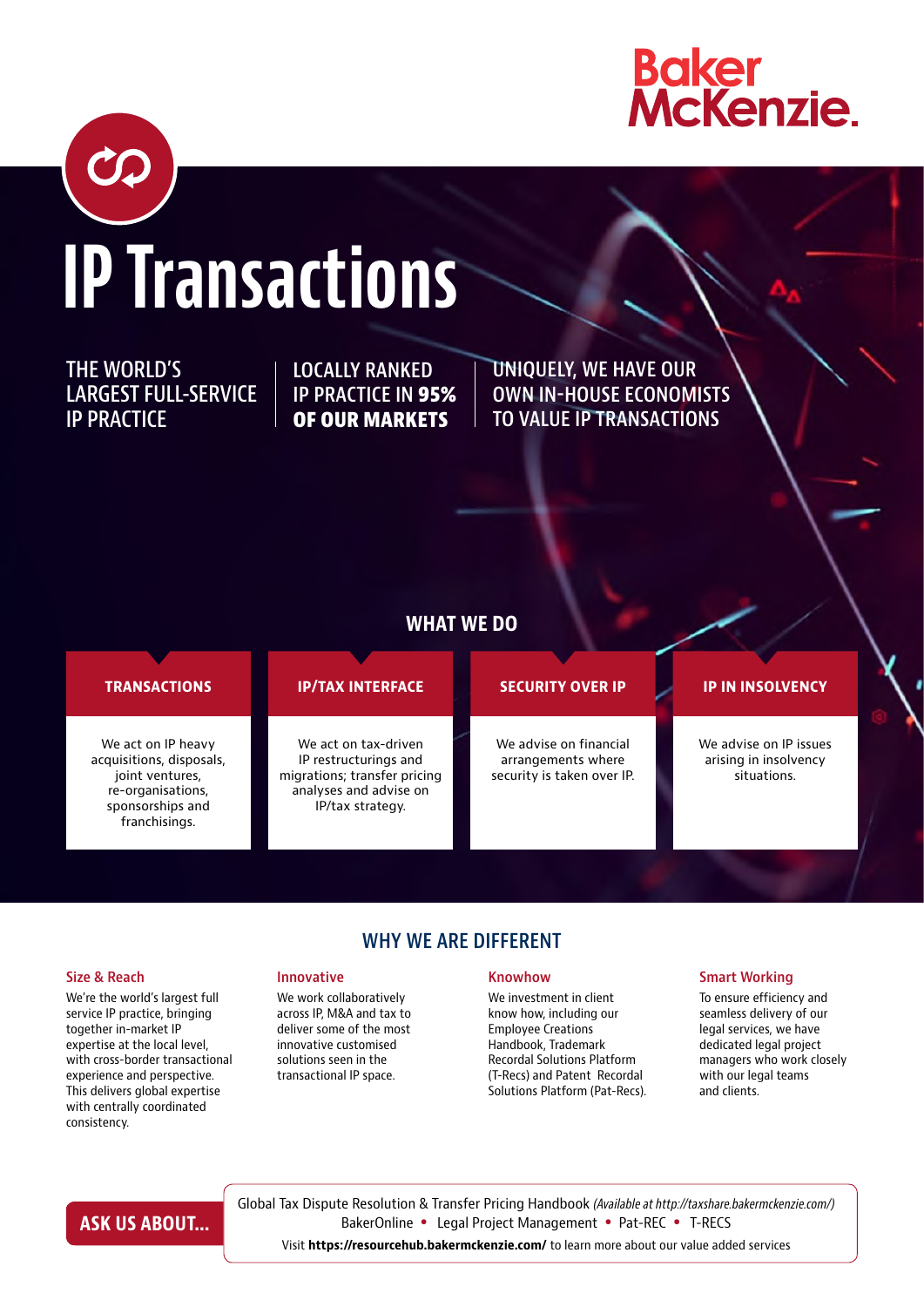Baker McKenzie.

# IP Transactions

THE WORLD'S LARGEST FULL-SERVICE IP PRACTICE

LOCALLY RANKED IP PRACTICE IN **95% OF OUR MARKETS**

UNIQUELY, WE HAVE OUR OWN IN-HOUSE ECONOMISTS TO VALUE IP TRANSACTIONS

## WHAT WE DO

### TRANSACTIONS

We act on IP heavy acquisitions, disposals, joint ventures, re-organisations, sponsorships and franchisings.

### IP/TAX INTERFACE

We act on tax-driven IP restructurings and migrations; transfer pricing analyses and advise on IP/tax strategy.

### SECURITY OVER IP

We advise on financial arrangements where security is taken over IP.

### IP IN INSOLVENCY

We advise on IP issues arising in insolvency situations.

## WHY WE ARE DIFFERENT

### Size & Reach

We're the world's largest full service IP practice, bringing together in-market IP expertise at the local level, with cross-border transactional experience and perspective. This delivers global expertise with centrally coordinated consistency.

### Innovative

We work collaboratively across IP, M&A and tax to deliver some of the most innovative customised solutions seen in the transactional IP space.

### Knowhow

We investment in client know how, including our Employee Creations Handbook, Trademark Recordal Solutions Platform (T-Recs) and Patent Recordal Solutions Platform (Pat-Recs).

### Smart Working

To ensure efficiency and seamless delivery of our legal services, we have dedicated legal project managers who work closely with our legal teams and clients.

## ASK US ABOUT...

Global Tax Dispute Resolution & Transfer Pricing Handbook *(Available at http://taxshare.bakermckenzie.com/)*

BakerOnline • Legal Project Management • Pat-REC • T-RECS

Visit **https://resourcehub.bakermckenzie.com/** to learn more about our value added services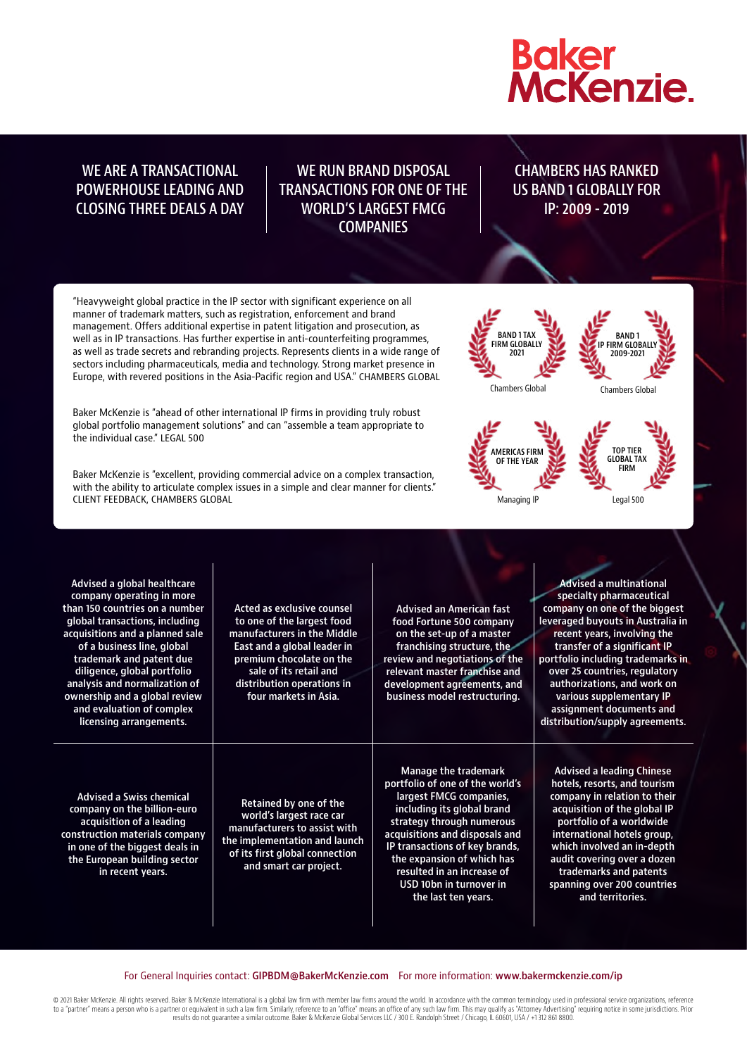# Baker McKenzie.

## WE ARE A TRANSACTIONAL POWERHOUSE LEADING AND CLOSING THREE DEALS A DAY

## WE RUN BRAND DISPOSAL TRANSACTIONS FOR ONE OF THE WORLD'S LARGEST FMCG COMPANIES

## CHAMBERS HAS RANKED US BAND 1 GLOBALLY FOR IP: 2009 - 2019

"Heavyweight global practice in the IP sector with significant experience on all manner of trademark matters, such as registration, enforcement and brand management. Offers additional expertise in patent litigation and prosecution, as well as in IP transactions. Has further expertise in anti-counterfeiting programmes, as well as trade secrets and rebranding projects. Represents clients in a wide range of sectors including pharmaceuticals, media and technology. Strong market presence in Europe, with revered positions in the Asia-Pacific region and USA." CHAMBERS GLOBAL

Baker McKenzie is "ahead of other international IP firms in providing truly robust global portfolio management solutions" and can "assemble a team appropriate to the individual case." LEGAL 500

Baker McKenzie is "excellent, providing commercial advice on a complex transaction, with the ability to articulate complex issues in a simple and clear manner for clients." CLIENT FEEDBACK, CHAMBERS GLOBAL

BAND 1 TAX FIRM GLOBALLY 2021
Chambers Global

BAND 1 IP FIRM GLOBALLY 2009-2021
Chambers Global

AMERICAS FIRM OF THE YEAR
Managing IP

TOP TIER GLOBAL TAX FIRM
Legal 500

**Advised a global healthcare company operating in more than 150 countries on a number global transactions, including acquisitions and a planned sale of a business line, global trademark and patent due diligence, global portfolio analysis and normalization of ownership and a global review and evaluation of complex licensing arrangements.**

**Acted as exclusive counsel to one of the largest food manufacturers in the Middle East and a global leader in premium chocolate on the sale of its retail and distribution operations in four markets in Asia.**

**Advised an American fast food Fortune 500 company on the set-up of a master franchising structure, the review and negotiations of the relevant master franchise and development agreements, and business model restructuring.**

**Advised a multinational specialty pharmaceutical company on one of the biggest leveraged buyouts in Australia in recent years, involving the transfer of a significant IP portfolio including trademarks in over 25 countries, regulatory authorizations, and work on various supplementary IP assignment documents and distribution/supply agreements.**

**Advised a Swiss chemical company on the billion-euro acquisition of a leading construction materials company in one of the biggest deals in the European building sector in recent years.**

**Retained by one of the world's largest race car manufacturers to assist with the implementation and launch of its first global connection and smart car project.**

**Manage the trademark portfolio of one of the world's largest FMCG companies, including its global brand strategy through numerous acquisitions and disposals and IP transactions of key brands, the expansion of which has resulted in an increase of USD 10bn in turnover in the last ten years.**

**Advised a leading Chinese hotels, resorts, and tourism company in relation to their acquisition of the global IP portfolio of a worldwide international hotels group, which involved an in-depth audit covering over a dozen trademarks and patents spanning over 200 countries and territories.**

For General Inquiries contact: **GIPBDM@BakerMcKenzie.com** For more information: **www.bakermckenzie.com/ip**

© 2021 Baker McKenzie. All rights reserved. Baker & McKenzie International is a global law firm with member law firms around the world. In accordance with the common terminology used in professional service organizations, reference to a "partner" means a person who is a partner or equivalent in such a law firm. Similarly, reference to an "office" means an office of any such law firm. This may qualify as "Attorney Advertising" requiring notice in some jurisdictions. Prior results do not guarantee a similar outcome. Baker & McKenzie Global Services LLC / 300 E. Randolph Street / Chicago, IL 60601, USA / +1 312 861 8800.